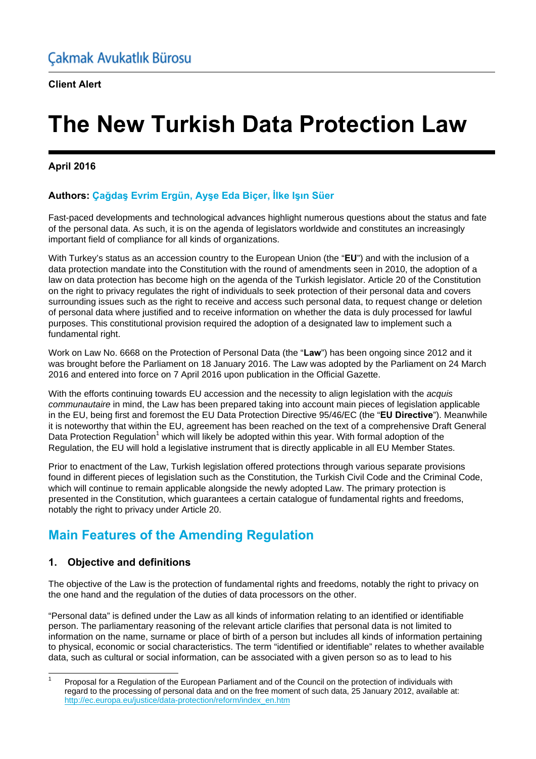Çakmak Avukatlık Bürosu

**Client Alert**

# The New Turkish Data Protection Law

**April 2016**

**Authors: Çağdaş Evrim Ergün, Ayşe Eda Biçer, İlke Işın Süer**

Fast-paced developments and technological advances highlight numerous questions about the status and fate of the personal data. As such, it is on the agenda of legislators worldwide and constitutes an increasingly important field of compliance for all kinds of organizations.

With Turkey's status as an accession country to the European Union (the "**EU**") and with the inclusion of a data protection mandate into the Constitution with the round of amendments seen in 2010, the adoption of a law on data protection has become high on the agenda of the Turkish legislator. Article 20 of the Constitution on the right to privacy regulates the right of individuals to seek protection of their personal data and covers surrounding issues such as the right to receive and access such personal data, to request change or deletion of personal data where justified and to receive information on whether the data is duly processed for lawful purposes. This constitutional provision required the adoption of a designated law to implement such a fundamental right.

Work on Law No. 6668 on the Protection of Personal Data (the "**Law**") has been ongoing since 2012 and it was brought before the Parliament on 18 January 2016. The Law was adopted by the Parliament on 24 March 2016 and entered into force on 7 April 2016 upon publication in the Official Gazette.

With the efforts continuing towards EU accession and the necessity to align legislation with the *acquis communautaire* in mind, the Law has been prepared taking into account main pieces of legislation applicable in the EU, being first and foremost the EU Data Protection Directive 95/46/EC (the "**EU Directive**"). Meanwhile it is noteworthy that within the EU, agreement has been reached on the text of a comprehensive Draft General Data Protection Regulation[1] which will likely be adopted within this year. With formal adoption of the Regulation, the EU will hold a legislative instrument that is directly applicable in all EU Member States.

Prior to enactment of the Law, Turkish legislation offered protections through various separate provisions found in different pieces of legislation such as the Constitution, the Turkish Civil Code and the Criminal Code, which will continue to remain applicable alongside the newly adopted Law. The primary protection is presented in the Constitution, which guarantees a certain catalogue of fundamental rights and freedoms, notably the right to privacy under Article 20.

## Main Features of the Amending Regulation

### 1. Objective and definitions

The objective of the Law is the protection of fundamental rights and freedoms, notably the right to privacy on the one hand and the regulation of the duties of data processors on the other.

"Personal data" is defined under the Law as all kinds of information relating to an identified or identifiable person. The parliamentary reasoning of the relevant article clarifies that personal data is not limited to information on the name, surname or place of birth of a person but includes all kinds of information pertaining to physical, economic or social characteristics. The term "identified or identifiable" relates to whether available data, such as cultural or social information, can be associated with a given person so as to lead to his

[1] Proposal for a Regulation of the European Parliament and of the Council on the protection of individuals with regard to the processing of personal data and on the free moment of such data, 25 January 2012, available at: http://ec.europa.eu/justice/data-protection/reform/index_en.htm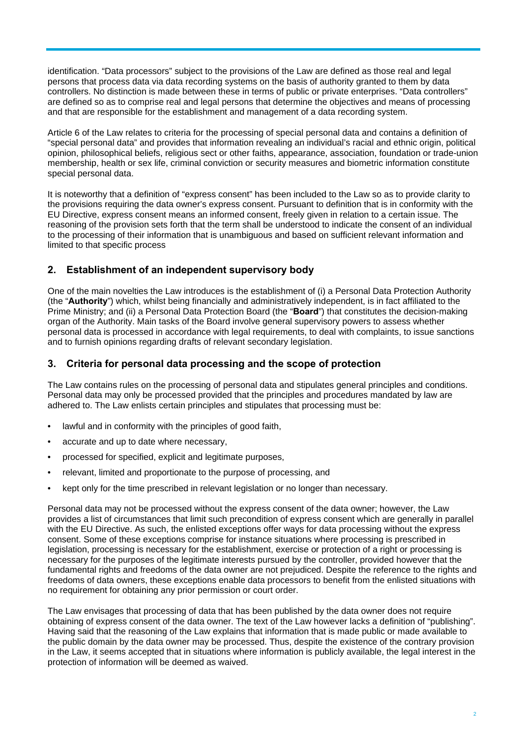identification. "Data processors" subject to the provisions of the Law are defined as those real and legal persons that process data via data recording systems on the basis of authority granted to them by data controllers. No distinction is made between these in terms of public or private enterprises. "Data controllers" are defined so as to comprise real and legal persons that determine the objectives and means of processing and that are responsible for the establishment and management of a data recording system.

Article 6 of the Law relates to criteria for the processing of special personal data and contains a definition of "special personal data" and provides that information revealing an individual's racial and ethnic origin, political opinion, philosophical beliefs, religious sect or other faiths, appearance, association, foundation or trade-union membership, health or sex life, criminal conviction or security measures and biometric information constitute special personal data.

It is noteworthy that a definition of "express consent" has been included to the Law so as to provide clarity to the provisions requiring the data owner's express consent. Pursuant to definition that is in conformity with the EU Directive, express consent means an informed consent, freely given in relation to a certain issue. The reasoning of the provision sets forth that the term shall be understood to indicate the consent of an individual to the processing of their information that is unambiguous and based on sufficient relevant information and limited to that specific process

## 2. Establishment of an independent supervisory body

One of the main novelties the Law introduces is the establishment of (i) a Personal Data Protection Authority (the "**Authority**") which, whilst being financially and administratively independent, is in fact affiliated to the Prime Ministry; and (ii) a Personal Data Protection Board (the "**Board**") that constitutes the decision-making organ of the Authority. Main tasks of the Board involve general supervisory powers to assess whether personal data is processed in accordance with legal requirements, to deal with complaints, to issue sanctions and to furnish opinions regarding drafts of relevant secondary legislation.

## 3. Criteria for personal data processing and the scope of protection

The Law contains rules on the processing of personal data and stipulates general principles and conditions. Personal data may only be processed provided that the principles and procedures mandated by law are adhered to. The Law enlists certain principles and stipulates that processing must be:

- lawful and in conformity with the principles of good faith,
- accurate and up to date where necessary,
- processed for specified, explicit and legitimate purposes,
- relevant, limited and proportionate to the purpose of processing, and
- kept only for the time prescribed in relevant legislation or no longer than necessary.

Personal data may not be processed without the express consent of the data owner; however, the Law provides a list of circumstances that limit such precondition of express consent which are generally in parallel with the EU Directive. As such, the enlisted exceptions offer ways for data processing without the express consent. Some of these exceptions comprise for instance situations where processing is prescribed in legislation, processing is necessary for the establishment, exercise or protection of a right or processing is necessary for the purposes of the legitimate interests pursued by the controller, provided however that the fundamental rights and freedoms of the data owner are not prejudiced. Despite the reference to the rights and freedoms of data owners, these exceptions enable data processors to benefit from the enlisted situations with no requirement for obtaining any prior permission or court order.

The Law envisages that processing of data that has been published by the data owner does not require obtaining of express consent of the data owner. The text of the Law however lacks a definition of "publishing". Having said that the reasoning of the Law explains that information that is made public or made available to the public domain by the data owner may be processed. Thus, despite the existence of the contrary provision in the Law, it seems accepted that in situations where information is publicly available, the legal interest in the protection of information will be deemed as waived.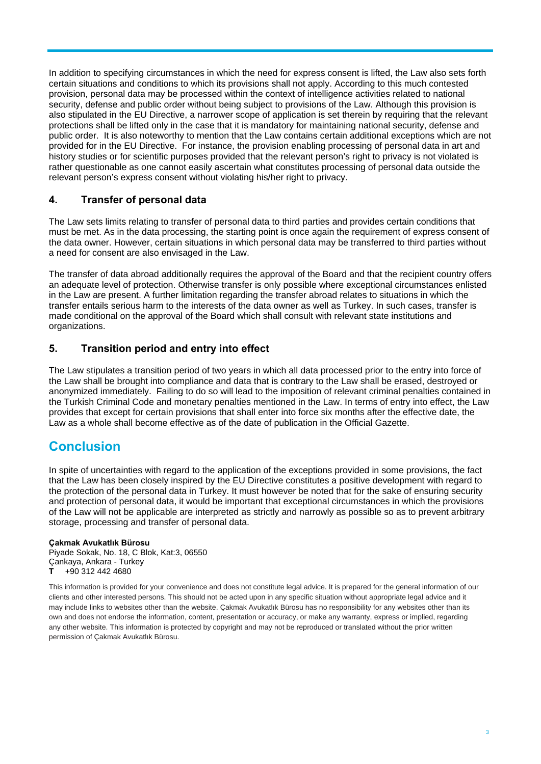In addition to specifying circumstances in which the need for express consent is lifted, the Law also sets forth certain situations and conditions to which its provisions shall not apply. According to this much contested provision, personal data may be processed within the context of intelligence activities related to national security, defense and public order without being subject to provisions of the Law. Although this provision is also stipulated in the EU Directive, a narrower scope of application is set therein by requiring that the relevant protections shall be lifted only in the case that it is mandatory for maintaining national security, defense and public order. It is also noteworthy to mention that the Law contains certain additional exceptions which are not provided for in the EU Directive. For instance, the provision enabling processing of personal data in art and history studies or for scientific purposes provided that the relevant person's right to privacy is not violated is rather questionable as one cannot easily ascertain what constitutes processing of personal data outside the relevant person's express consent without violating his/her right to privacy.

### 4. Transfer of personal data

The Law sets limits relating to transfer of personal data to third parties and provides certain conditions that must be met. As in the data processing, the starting point is once again the requirement of express consent of the data owner. However, certain situations in which personal data may be transferred to third parties without a need for consent are also envisaged in the Law.

The transfer of data abroad additionally requires the approval of the Board and that the recipient country offers an adequate level of protection. Otherwise transfer is only possible where exceptional circumstances enlisted in the Law are present. A further limitation regarding the transfer abroad relates to situations in which the transfer entails serious harm to the interests of the data owner as well as Turkey. In such cases, transfer is made conditional on the approval of the Board which shall consult with relevant state institutions and organizations.

### 5. Transition period and entry into effect

The Law stipulates a transition period of two years in which all data processed prior to the entry into force of the Law shall be brought into compliance and data that is contrary to the Law shall be erased, destroyed or anonymized immediately. Failing to do so will lead to the imposition of relevant criminal penalties contained in the Turkish Criminal Code and monetary penalties mentioned in the Law. In terms of entry into effect, the Law provides that except for certain provisions that shall enter into force six months after the effective date, the Law as a whole shall become effective as of the date of publication in the Official Gazette.

## Conclusion

In spite of uncertainties with regard to the application of the exceptions provided in some provisions, the fact that the Law has been closely inspired by the EU Directive constitutes a positive development with regard to the protection of the personal data in Turkey. It must however be noted that for the sake of ensuring security and protection of personal data, it would be important that exceptional circumstances in which the provisions of the Law will not be applicable are interpreted as strictly and narrowly as possible so as to prevent arbitrary storage, processing and transfer of personal data.

**Çakmak Avukatlık Bürosu**
Piyade Sokak, No. 18, C Blok, Kat:3, 06550
Çankaya, Ankara - Turkey
**T** +90 312 442 4680

This information is provided for your convenience and does not constitute legal advice. It is prepared for the general information of our clients and other interested persons. This should not be acted upon in any specific situation without appropriate legal advice and it may include links to websites other than the website. Çakmak Avukatlık Bürosu has no responsibility for any websites other than its own and does not endorse the information, content, presentation or accuracy, or make any warranty, express or implied, regarding any other website. This information is protected by copyright and may not be reproduced or translated without the prior written permission of Çakmak Avukatlık Bürosu.